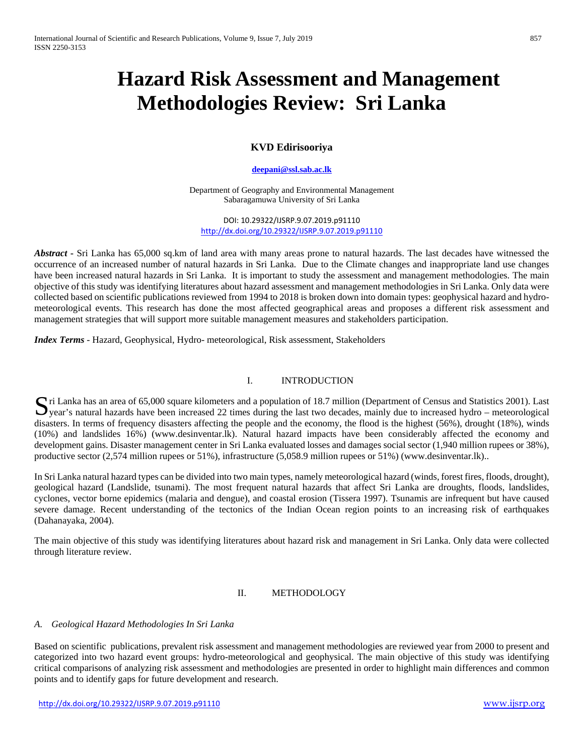# Hazard Risk Assessment and Management Methodologies Review: Sri Lanka

**KVD Edirisooriya**

**deepani@ssl.sab.ac.lk**

Department of Geography and Environmental Management
Sabaragamuwa University of Sri Lanka

DOI: 10.29322/IJSRP.9.07.2019.p91110
http://dx.doi.org/10.29322/IJSRP.9.07.2019.p91110

***Abstract*** - Sri Lanka has 65,000 sq.km of land area with many areas prone to natural hazards. The last decades have witnessed the occurrence of an increased number of natural hazards in Sri Lanka. Due to the Climate changes and inappropriate land use changes have been increased natural hazards in Sri Lanka. It is important to study the assessment and management methodologies. The main objective of this study was identifying literatures about hazard assessment and management methodologies in Sri Lanka. Only data were collected based on scientific publications reviewed from 1994 to 2018 is broken down into domain types: geophysical hazard and hydro-meteorological events. This research has done the most affected geographical areas and proposes a different risk assessment and management strategies that will support more suitable management measures and stakeholders participation.

***Index Terms*** - Hazard, Geophysical, Hydro- meteorological, Risk assessment, Stakeholders

## I. INTRODUCTION

Sri Lanka has an area of 65,000 square kilometers and a population of 18.7 million (Department of Census and Statistics 2001). Last year's natural hazards have been increased 22 times during the last two decades, mainly due to increased hydro – meteorological disasters. In terms of frequency disasters affecting the people and the economy, the flood is the highest (56%), drought (18%), winds (10%) and landslides 16%) (www.desinventar.lk). Natural hazard impacts have been considerably affected the economy and development gains. Disaster management center in Sri Lanka evaluated losses and damages social sector (1,940 million rupees or 38%), productive sector (2,574 million rupees or 51%), infrastructure (5,058.9 million rupees or 51%) (www.desinventar.lk)..

In Sri Lanka natural hazard types can be divided into two main types, namely meteorological hazard (winds, forest fires, floods, drought), geological hazard (Landslide, tsunami). The most frequent natural hazards that affect Sri Lanka are droughts, floods, landslides, cyclones, vector borne epidemics (malaria and dengue), and coastal erosion (Tissera 1997). Tsunamis are infrequent but have caused severe damage. Recent understanding of the tectonics of the Indian Ocean region points to an increasing risk of earthquakes (Dahanayaka, 2004).

The main objective of this study was identifying literatures about hazard risk and management in Sri Lanka. Only data were collected through literature review.

## II. METHODOLOGY

### *A. Geological Hazard Methodologies In Sri Lanka*

Based on scientific publications, prevalent risk assessment and management methodologies are reviewed year from 2000 to present and categorized into two hazard event groups: hydro-meteorological and geophysical. The main objective of this study was identifying critical comparisons of analyzing risk assessment and methodologies are presented in order to highlight main differences and common points and to identify gaps for future development and research.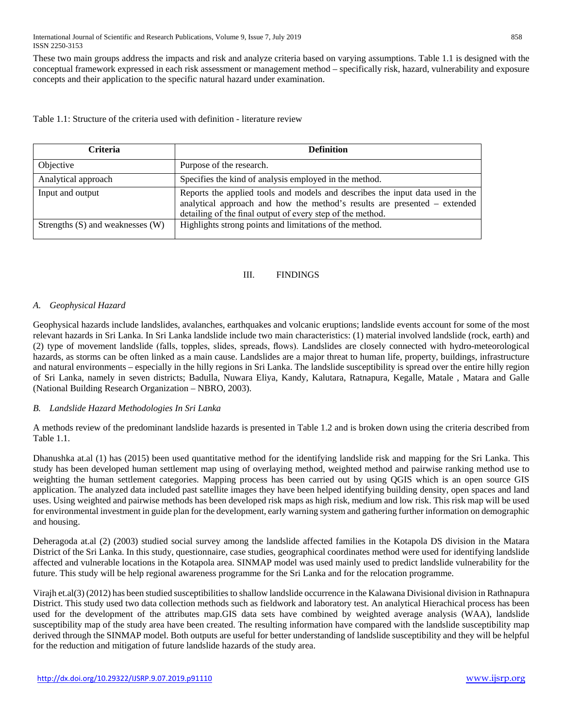These two main groups address the impacts and risk and analyze criteria based on varying assumptions. Table 1.1 is designed with the conceptual framework expressed in each risk assessment or management method – specifically risk, hazard, vulnerability and exposure concepts and their application to the specific natural hazard under examination.

Table 1.1: Structure of the criteria used with definition - literature review

| Criteria | Definition |
| --- | --- |
| Objective | Purpose of the research. |
| Analytical approach | Specifies the kind of analysis employed in the method. |
| Input and output | Reports the applied tools and models and describes the input data used in the analytical approach and how the method's results are presented – extended detailing of the final output of every step of the method. |
| Strengths (S) and weaknesses (W) | Highlights strong points and limitations of the method. |

## III. FINDINGS

### *A. Geophysical Hazard*

Geophysical hazards include landslides, avalanches, earthquakes and volcanic eruptions; landslide events account for some of the most relevant hazards in Sri Lanka. In Sri Lanka landslide include two main characteristics: (1) material involved landslide (rock, earth) and (2) type of movement landslide (falls, topples, slides, spreads, flows). Landslides are closely connected with hydro-meteorological hazards, as storms can be often linked as a main cause. Landslides are a major threat to human life, property, buildings, infrastructure and natural environments – especially in the hilly regions in Sri Lanka. The landslide susceptibility is spread over the entire hilly region of Sri Lanka, namely in seven districts; Badulla, Nuwara Eliya, Kandy, Kalutara, Ratnapura, Kegalle, Matale , Matara and Galle (National Building Research Organization – NBRO, 2003).

### *B. Landslide Hazard Methodologies In Sri Lanka*

A methods review of the predominant landslide hazards is presented in Table 1.2 and is broken down using the criteria described from Table 1.1.

Dhanushka at.al (1) has (2015) been used quantitative method for the identifying landslide risk and mapping for the Sri Lanka. This study has been developed human settlement map using of overlaying method, weighted method and pairwise ranking method use to weighting the human settlement categories. Mapping process has been carried out by using QGIS which is an open source GIS application. The analyzed data included past satellite images they have been helped identifying building density, open spaces and land uses. Using weighted and pairwise methods has been developed risk maps as high risk, medium and low risk. This risk map will be used for environmental investment in guide plan for the development, early warning system and gathering further information on demographic and housing.

Deheragoda at.al (2) (2003) studied social survey among the landslide affected families in the Kotapola DS division in the Matara District of the Sri Lanka. In this study, questionnaire, case studies, geographical coordinates method were used for identifying landslide affected and vulnerable locations in the Kotapola area. SINMAP model was used mainly used to predict landslide vulnerability for the future. This study will be help regional awareness programme for the Sri Lanka and for the relocation programme.

Virajh et.al(3) (2012) has been studied susceptibilities to shallow landslide occurrence in the Kalawana Divisional division in Rathnapura District. This study used two data collection methods such as fieldwork and laboratory test. An analytical Hierachical process has been used for the development of the attributes map.GIS data sets have combined by weighted average analysis (WAA), landslide susceptibility map of the study area have been created. The resulting information have compared with the landslide susceptibility map derived through the SINMAP model. Both outputs are useful for better understanding of landslide susceptibility and they will be helpful for the reduction and mitigation of future landslide hazards of the study area.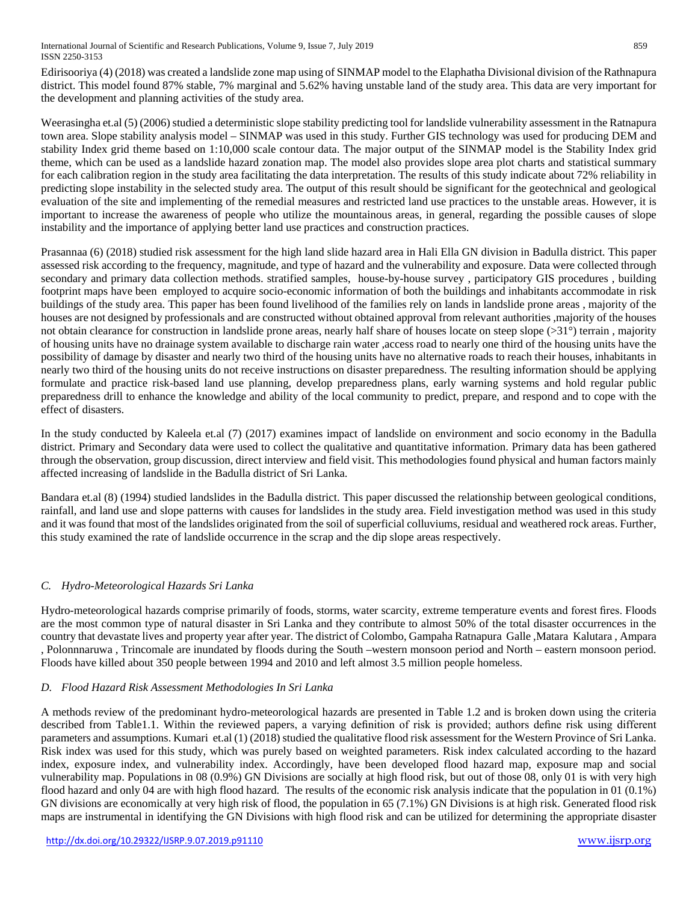Edirisooriya (4) (2018) was created a landslide zone map using of SINMAP model to the Elaphatha Divisional division of the Rathnapura district. This model found 87% stable, 7% marginal and 5.62% having unstable land of the study area. This data are very important for the development and planning activities of the study area.

Weerasingha et.al (5) (2006) studied a deterministic slope stability predicting tool for landslide vulnerability assessment in the Ratnapura town area. Slope stability analysis model – SINMAP was used in this study. Further GIS technology was used for producing DEM and stability Index grid theme based on 1:10,000 scale contour data. The major output of the SINMAP model is the Stability Index grid theme, which can be used as a landslide hazard zonation map. The model also provides slope area plot charts and statistical summary for each calibration region in the study area facilitating the data interpretation. The results of this study indicate about 72% reliability in predicting slope instability in the selected study area. The output of this result should be significant for the geotechnical and geological evaluation of the site and implementing of the remedial measures and restricted land use practices to the unstable areas. However, it is important to increase the awareness of people who utilize the mountainous areas, in general, regarding the possible causes of slope instability and the importance of applying better land use practices and construction practices.

Prasannaa (6) (2018) studied risk assessment for the high land slide hazard area in Hali Ella GN division in Badulla district. This paper assessed risk according to the frequency, magnitude, and type of hazard and the vulnerability and exposure. Data were collected through secondary and primary data collection methods. stratified samples, house-by-house survey , participatory GIS procedures , building footprint maps have been employed to acquire socio-economic information of both the buildings and inhabitants accommodate in risk buildings of the study area. This paper has been found livelihood of the families rely on lands in landslide prone areas , majority of the houses are not designed by professionals and are constructed without obtained approval from relevant authorities ,majority of the houses not obtain clearance for construction in landslide prone areas, nearly half share of houses locate on steep slope (>31°) terrain , majority of housing units have no drainage system available to discharge rain water ,access road to nearly one third of the housing units have the possibility of damage by disaster and nearly two third of the housing units have no alternative roads to reach their houses, inhabitants in nearly two third of the housing units do not receive instructions on disaster preparedness. The resulting information should be applying formulate and practice risk-based land use planning, develop preparedness plans, early warning systems and hold regular public preparedness drill to enhance the knowledge and ability of the local community to predict, prepare, and respond and to cope with the effect of disasters.

In the study conducted by Kaleela et.al (7) (2017) examines impact of landslide on environment and socio economy in the Badulla district. Primary and Secondary data were used to collect the qualitative and quantitative information. Primary data has been gathered through the observation, group discussion, direct interview and field visit. This methodologies found physical and human factors mainly affected increasing of landslide in the Badulla district of Sri Lanka.

Bandara et.al (8) (1994) studied landslides in the Badulla district. This paper discussed the relationship between geological conditions, rainfall, and land use and slope patterns with causes for landslides in the study area. Field investigation method was used in this study and it was found that most of the landslides originated from the soil of superficial colluviums, residual and weathered rock areas. Further, this study examined the rate of landslide occurrence in the scrap and the dip slope areas respectively.

### *C. Hydro-Meteorological Hazards Sri Lanka*

Hydro-meteorological hazards comprise primarily of foods, storms, water scarcity, extreme temperature events and forest fires. Floods are the most common type of natural disaster in Sri Lanka and they contribute to almost 50% of the total disaster occurrences in the country that devastate lives and property year after year. The district of Colombo, Gampaha Ratnapura Galle ,Matara Kalutara , Ampara , Polonnnaruwa , Trincomale are inundated by floods during the South –western monsoon period and North – eastern monsoon period. Floods have killed about 350 people between 1994 and 2010 and left almost 3.5 million people homeless.

### *D. Flood Hazard Risk Assessment Methodologies In Sri Lanka*

A methods review of the predominant hydro-meteorological hazards are presented in Table 1.2 and is broken down using the criteria described from Table1.1. Within the reviewed papers, a varying definition of risk is provided; authors define risk using different parameters and assumptions. Kumari et.al (1) (2018) studied the qualitative flood risk assessment for the Western Province of Sri Lanka. Risk index was used for this study, which was purely based on weighted parameters. Risk index calculated according to the hazard index, exposure index, and vulnerability index. Accordingly, have been developed flood hazard map, exposure map and social vulnerability map. Populations in 08 (0.9%) GN Divisions are socially at high flood risk, but out of those 08, only 01 is with very high flood hazard and only 04 are with high flood hazard. The results of the economic risk analysis indicate that the population in 01 (0.1%) GN divisions are economically at very high risk of flood, the population in 65 (7.1%) GN Divisions is at high risk. Generated flood risk maps are instrumental in identifying the GN Divisions with high flood risk and can be utilized for determining the appropriate disaster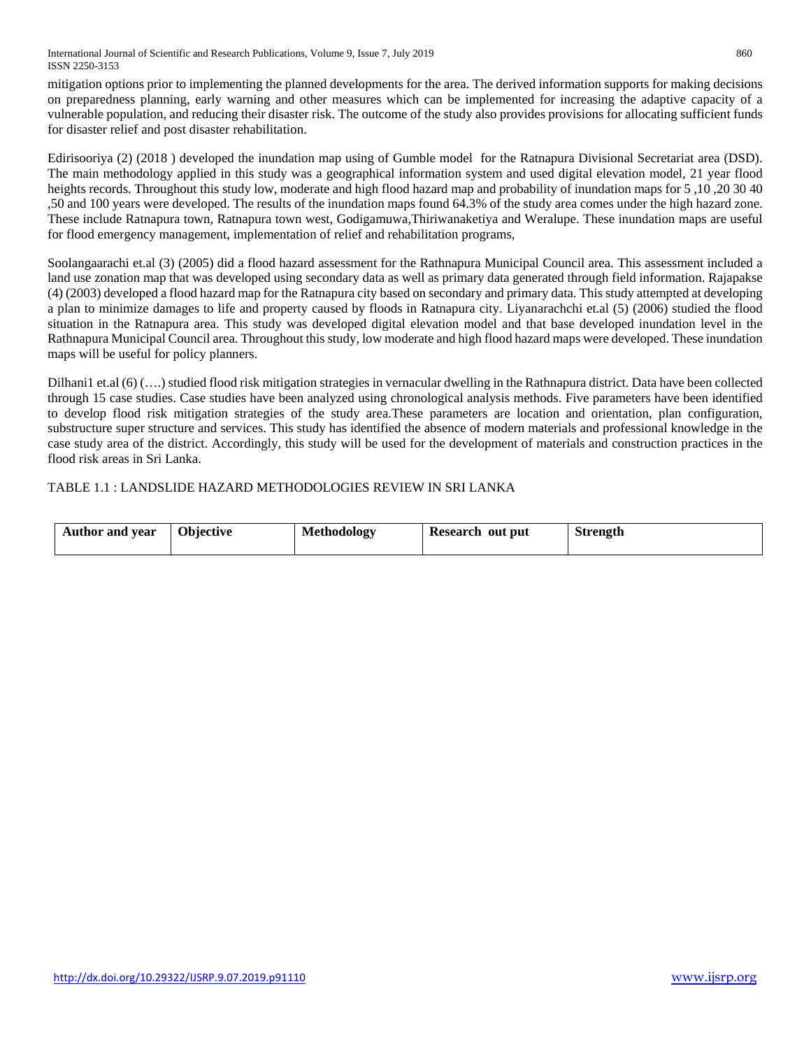mitigation options prior to implementing the planned developments for the area. The derived information supports for making decisions on preparedness planning, early warning and other measures which can be implemented for increasing the adaptive capacity of a vulnerable population, and reducing their disaster risk. The outcome of the study also provides provisions for allocating sufficient funds for disaster relief and post disaster rehabilitation.

Edirisooriya (2) (2018 ) developed the inundation map using of Gumble model for the Ratnapura Divisional Secretariat area (DSD). The main methodology applied in this study was a geographical information system and used digital elevation model, 21 year flood heights records. Throughout this study low, moderate and high flood hazard map and probability of inundation maps for 5 ,10 ,20 30 40 ,50 and 100 years were developed. The results of the inundation maps found 64.3% of the study area comes under the high hazard zone. These include Ratnapura town, Ratnapura town west, Godigamuwa,Thiriwanaketiya and Weralupe. These inundation maps are useful for flood emergency management, implementation of relief and rehabilitation programs,

Soolangaarachi et.al (3) (2005) did a flood hazard assessment for the Rathnapura Municipal Council area. This assessment included a land use zonation map that was developed using secondary data as well as primary data generated through field information. Rajapakse (4) (2003) developed a flood hazard map for the Ratnapura city based on secondary and primary data. This study attempted at developing a plan to minimize damages to life and property caused by floods in Ratnapura city. Liyanarachchi et.al (5) (2006) studied the flood situation in the Ratnapura area. This study was developed digital elevation model and that base developed inundation level in the Rathnapura Municipal Council area. Throughout this study, low moderate and high flood hazard maps were developed. These inundation maps will be useful for policy planners.

Dilhani1 et.al (6) (….) studied flood risk mitigation strategies in vernacular dwelling in the Rathnapura district. Data have been collected through 15 case studies. Case studies have been analyzed using chronological analysis methods. Five parameters have been identified to develop flood risk mitigation strategies of the study area.These parameters are location and orientation, plan configuration, substructure super structure and services. This study has identified the absence of modern materials and professional knowledge in the case study area of the district. Accordingly, this study will be used for the development of materials and construction practices in the flood risk areas in Sri Lanka.

TABLE 1.1 : LANDSLIDE HAZARD METHODOLOGIES REVIEW IN SRI LANKA

| **Author and year** | **Objective** | **Methodology** | **Research out put** | **Strength** |
|---|---|---|---|---|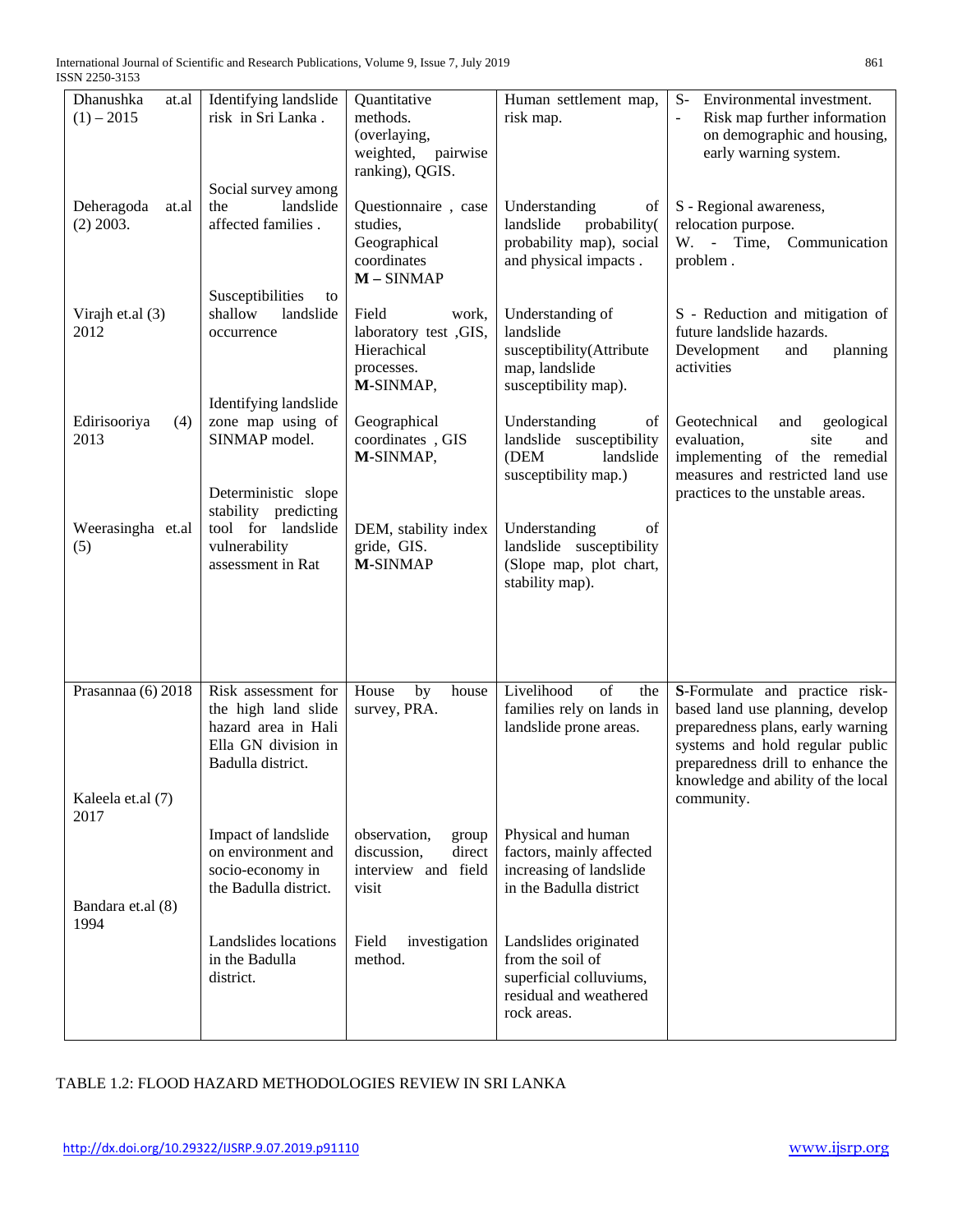| | | | | |
|---|---|---|---|---|
| Dhanushka at.al (1) – 2015 | Identifying landslide risk in Sri Lanka . | Quantitative methods. (overlaying, weighted, pairwise ranking), QGIS. | Human settlement map, risk map. | S- Environmental investment. - Risk map further information on demographic and housing, early warning system. |
| Deheragoda at.al (2) 2003. | Social survey among the landslide affected families . | Questionnaire , case studies, Geographical coordinates **M – SINMAP** | Understanding of landslide probability( probability map), social and physical impacts . | S - Regional awareness, relocation purpose. W. - Time, Communication problem . |
| Virajh et.al (3) 2012 | Susceptibilities to shallow landslide occurrence | Field work, laboratory test ,GIS, Hierachical processes. **M**-SINMAP, | Understanding of landslide susceptibility(Attribute map, landslide susceptibility map). | S - Reduction and mitigation of future landslide hazards. Development and planning activities |
| Edirisooriya (4) 2013 | Identifying landslide zone map using of SINMAP model. | Geographical coordinates , GIS **M**-SINMAP, | Understanding of landslide susceptibility (DEM landslide susceptibility map.) | Geotechnical and geological evaluation, site and implementing of the remedial measures and restricted land use practices to the unstable areas. |
| Weerasingha et.al (5) | Deterministic slope stability predicting tool for landslide vulnerability assessment in Rat | DEM, stability index gride, GIS. **M**-SINMAP | Understanding of landslide susceptibility (Slope map, plot chart, stability map). | |
| Prasannaa (6) 2018 | Risk assessment for the high land slide hazard area in Hali Ella GN division in Badulla district. | House by house survey, PRA. | Livelihood of the families rely on lands in landslide prone areas. | **S**-Formulate and practice risk-based land use planning, develop preparedness plans, early warning systems and hold regular public preparedness drill to enhance the knowledge and ability of the local community. |
| Kaleela et.al (7) 2017 | Impact of landslide on environment and socio-economy in the Badulla district. | observation, group discussion, direct interview and field visit | Physical and human factors, mainly affected increasing of landslide in the Badulla district | |
| Bandara et.al (8) 1994 | Landslides locations in the Badulla district. | Field investigation method. | Landslides originated from the soil of superficial colluviums, residual and weathered rock areas. | |

TABLE 1.2: FLOOD HAZARD METHODOLOGIES REVIEW IN SRI LANKA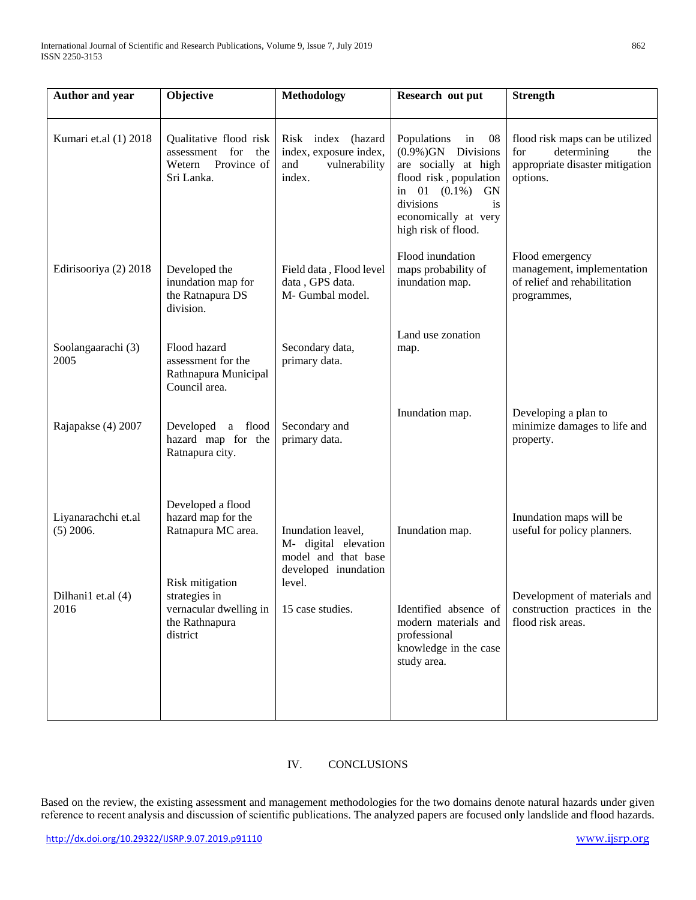| Author and year | Objective | Methodology | Research out put | Strength |
|---|---|---|---|---|
| Kumari et.al (1) 2018 | Qualitative flood risk assessment for the Wetern Province of Sri Lanka. | Risk index (hazard index, exposure index, and vulnerability index. | Populations in 08 (0.9%)GN Divisions are socially at high flood risk , population in 01 (0.1%) GN divisions is economically at very high risk of flood. | flood risk maps can be utilized for determining the appropriate disaster mitigation options. |
| Edirisooriya (2) 2018 | Developed the inundation map for the Ratnapura DS division. | Field data , Flood level data , GPS data. M- Gumbal model. | Flood inundation maps probability of inundation map. | Flood emergency management, implementation of relief and rehabilitation programmes, |
| Soolangaarachi (3) 2005 | Flood hazard assessment for the Rathnapura Municipal Council area. | Secondary data, primary data. | Land use zonation map. | |
| Rajapakse (4) 2007 | Developed a flood hazard map for the Ratnapura city. | Secondary and primary data. | Inundation map. | Developing a plan to minimize damages to life and property. |
| Liyanarachchi et.al (5) 2006. | Developed a flood hazard map for the Ratnapura MC area. | Inundation leavel, M- digital elevation model and that base developed inundation level. | Inundation map. | Inundation maps will be useful for policy planners. |
| Dilhani1 et.al (4) 2016 | Risk mitigation strategies in vernacular dwelling in the Rathnapura district | 15 case studies. | Identified absence of modern materials and professional knowledge in the case study area. | Development of materials and construction practices in the flood risk areas. |

## IV. CONCLUSIONS

Based on the review, the existing assessment and management methodologies for the two domains denote natural hazards under given reference to recent analysis and discussion of scientific publications. The analyzed papers are focused only landslide and flood hazards.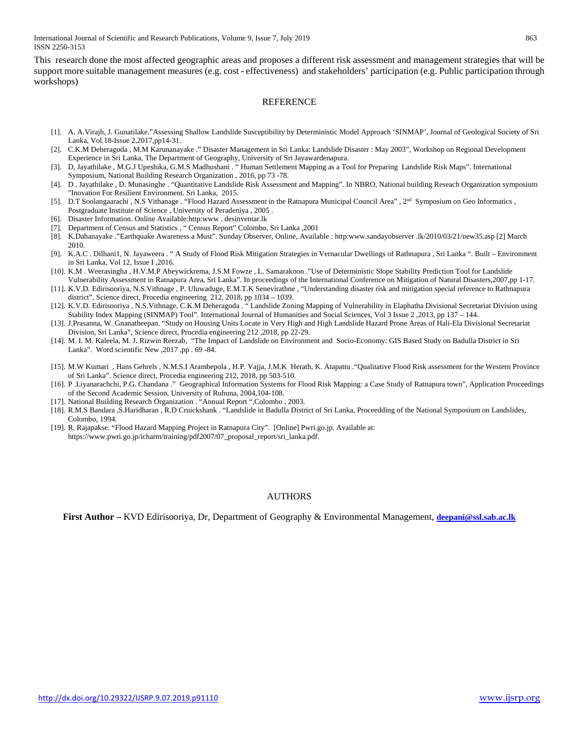This research done the most affected geographic areas and proposes a different risk assessment and management strategies that will be support more suitable management measures (e.g. cost - effectiveness) and stakeholders' participation (e.g. Public participation through workshops)

## REFERENCE

[1]. A. A.Virajh, J. Gunatilake."Assessing Shallow Landslide Susceptibility by Deterministic Model Approach 'SINMAP', Journal of Geological Society of Sri Lanka, Vol.18-Issue 2,2017,pp14-31.

[2]. C.K.M Deheragoda , M.M Karunanayake ." Disaster Management in Sri Lanka: Landslide Disaster : May 2003", Workshop on Regional Development Experience in Sri Lanka, The Department of Geography, University of Sri Jayawardenapura.

[3]. D, Jayathilake , M.G.J Upeshika, G.M.S Madhushani . " Human Settlement Mapping as a Tool for Preparing Landslide Risk Maps". International Symposium, National Building Research Organization , 2016, pp 73 -78.

[4]. D . Jayathilake , D. Munasinghe . "Quantitative Landslide Risk Assessment and Mapping". In NBRO, National building Reseach Organization symposium "Inovation For Resilient Environment. Sri Lanka, 2015.

[5]. D.T Soolangaarachi , N.S Vithanage . "Flood Hazard Assessment in the Ratnapura Municipal Council Area" , 2nd Symposium on Geo Informatics , Postgraduate Institute of Science , University of Peradeniya , 2005 .

[6]. Disaster Information. Online Available:http:www . desinventar.lk

[7]. Department of Census and Statistics , " Census Report" Colombo, Sri Lanka ,2001

[8]. K.Dahanayake ."Earthquake Awareness a Must". Sunday Observer, Online, Available : http:www.sandayobserver .lk/2010/03/21/new35.asp [2] March 2010.

[9]. K.A.C . Dilhani1, N. Jayaweera . " A Study of Flood Risk Mitigation Strategies in Vernacular Dwellings of Rathnapura , Sri Lanka ". Built – Environment in Sri Lanka, Vol 12, Issue I ,2016.

[10]. K.M . Weerasingha , H.V.M.P Abeywickrema, J.S.M Fowze , L. Samarakoon ."Use of Deterministic Slope Stability Prediction Tool for Landslide Vulnerability Assessment in Ratnapura Area, Sri Lanka". In proceedings of the International Conference on Mitigation of Natural Disasters,2007,pp 1-17.

[11]. K.V.D. Edirisooriya, N.S.Vithnage , P. Uluwaduge, E.M.T.K Senevirathne , "Understanding disaster risk and mitigation special reference to Rathnapura district", Science direct, Procedia engineering 212, 2018, pp 1034 – 1039.

[12]. K.V.D. Edirisooriya , N.S.Vithnage, C.K.M Deheragoda . " Landslide Zoning Mapping of Vulnerability in Elaphatha Divisional Secretariat Division using Stability Index Mapping (SINMAP) Tool". International Journal of Humanities and Social Sciences, Vol 3 Issue 2 ,2013, pp 137 – 144.

[13]. J.Prasanna, W. Gnanatheepan. "Study on Housing Units Locate in Very High and High Landslide Hazard Prone Areas of Hali-Ela Divisional Secretariat Division, Sri Lanka", Science direct, Procedia engineering 212 ,2018, pp 22-29.

[14]. M. I. M. Kaleela, M. J. Rizwin Reezab, "The Impact of Landslide on Environment and Socio-Economy: GIS Based Study on Badulla District in Sri Lanka". Word scientific New ,2017 ,pp . 69 -84.

[15]. M.W Kumari , Hans Gehrels , N.M.S.I Arambepola , H.P. Vajja, J.M.K Herath, K. Atapattu ."Qualitative Flood Risk assessment for the Western Province of Sri Lanka". Science direct, Procedia engineering 212, 2018, pp 503-510.

[16]. P .Liyanarachchi, P.G. Chandana ." Geographical Information Systems for Flood Risk Mapping: a Case Study of Ratnapura town", Application Proceedings of the Second Academic Session, University of Ruhuna, 2004,104-108.

[17]. National Building Research Organization . "Annual Report ",Colombo , 2003.

[18]. R.M.S Bandara ,S.Haridharan , R.D Cruickshank . "Landslide in Badulla District of Sri Lanka, Proceedding of the National Symposium on Landslides, Colombo, 1994.

[19]. R. Rajapakse. "Flood Hazard Mapping Project in Ratnapura City". [Online] Pwri.go.jp. Available at: https://www.pwri.go.jp/icharm/training/pdf2007/07_proposal_report/sri_lanka.pdf.

## AUTHORS

**First Author –** KVD Edirisooriya, Dr, Department of Geography & Environmental Management, **deepani@ssl.sab.ac.lk**